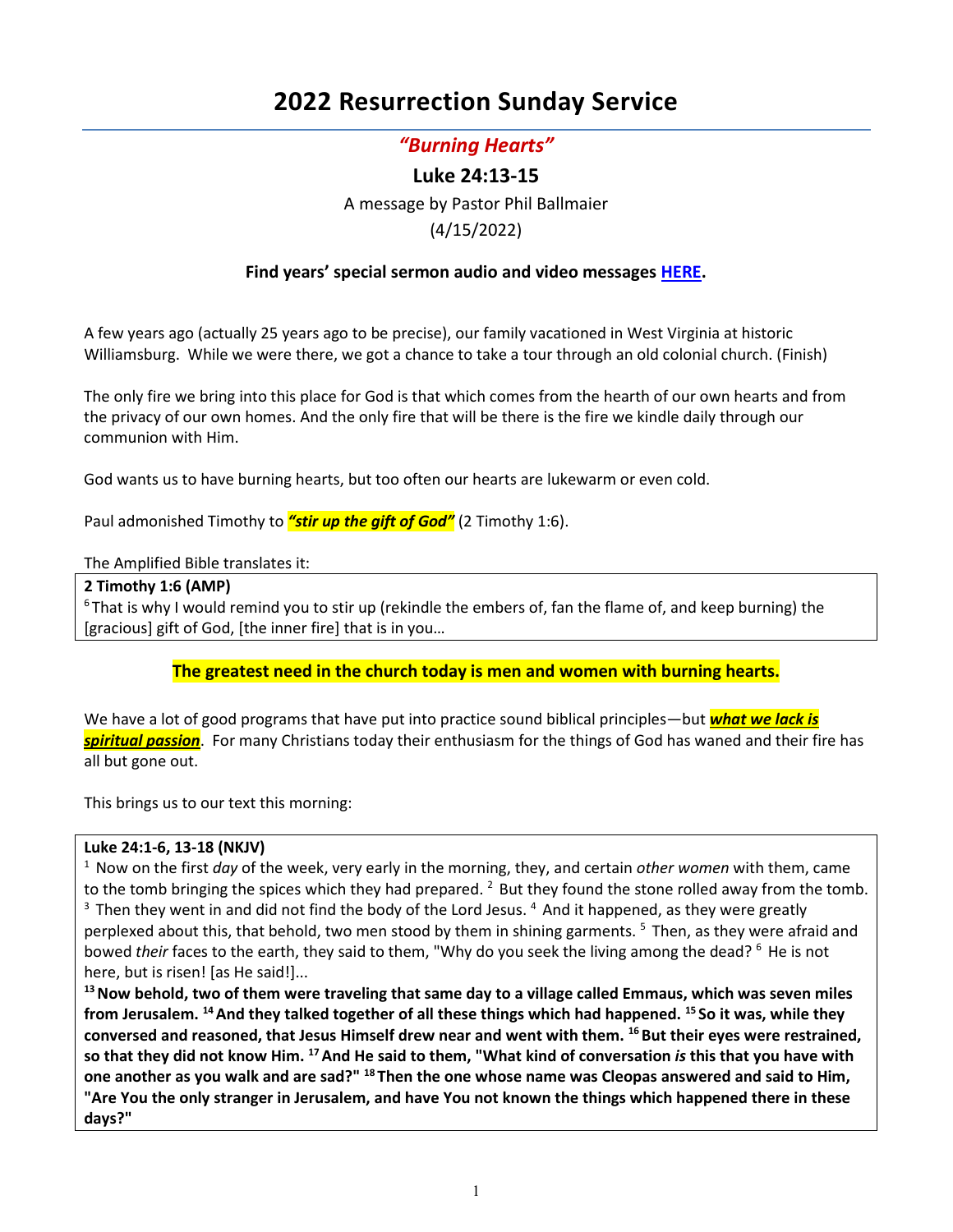# 2022 Resurrection Sunday Service

## *"Burning Hearts"*

### Luke 24:13-15

A message by Pastor Phil Ballmaier

(4/15/2022)

**Find years' special sermon audio and video messages HERE.**

A few years ago (actually 25 years ago to be precise), our family vacationed in West Virginia at historic Williamsburg. While we were there, we got a chance to take a tour through an old colonial church. (Finish)

The only fire we bring into this place for God is that which comes from the hearth of our own hearts and from the privacy of our own homes. And the only fire that will be there is the fire we kindle daily through our communion with Him.

God wants us to have burning hearts, but too often our hearts are lukewarm or even cold.

Paul admonished Timothy to ***"stir up the gift of God"*** (2 Timothy 1:6).

The Amplified Bible translates it:

**2 Timothy 1:6 (AMP)**
[6] That is why I would remind you to stir up (rekindle the embers of, fan the flame of, and keep burning) the [gracious] gift of God, [the inner fire] that is in you…

**The greatest need in the church today is men and women with burning hearts.**

We have a lot of good programs that have put into practice sound biblical principles—but ***what we lack is spiritual passion***. For many Christians today their enthusiasm for the things of God has waned and their fire has all but gone out.

This brings us to our text this morning:

**Luke 24:1-6, 13-18 (NKJV)**
[1] Now on the first *day* of the week, very early in the morning, they, and certain *other women* with them, came to the tomb bringing the spices which they had prepared. [2] But they found the stone rolled away from the tomb. [3] Then they went in and did not find the body of the Lord Jesus. [4] And it happened, as they were greatly perplexed about this, that behold, two men stood by them in shining garments. [5] Then, as they were afraid and bowed *their* faces to the earth, they said to them, "Why do you seek the living among the dead? [6] He is not here, but is risen! [as He said!]...
**[13] Now behold, two of them were traveling that same day to a village called Emmaus, which was seven miles from Jerusalem. [14] And they talked together of all these things which had happened. [15] So it was, while they conversed and reasoned, that Jesus Himself drew near and went with them. [16] But their eyes were restrained, so that they did not know Him. [17] And He said to them, "What kind of conversation *is* this that you have with one another as you walk and are sad?" [18] Then the one whose name was Cleopas answered and said to Him, "Are You the only stranger in Jerusalem, and have You not known the things which happened there in these days?"**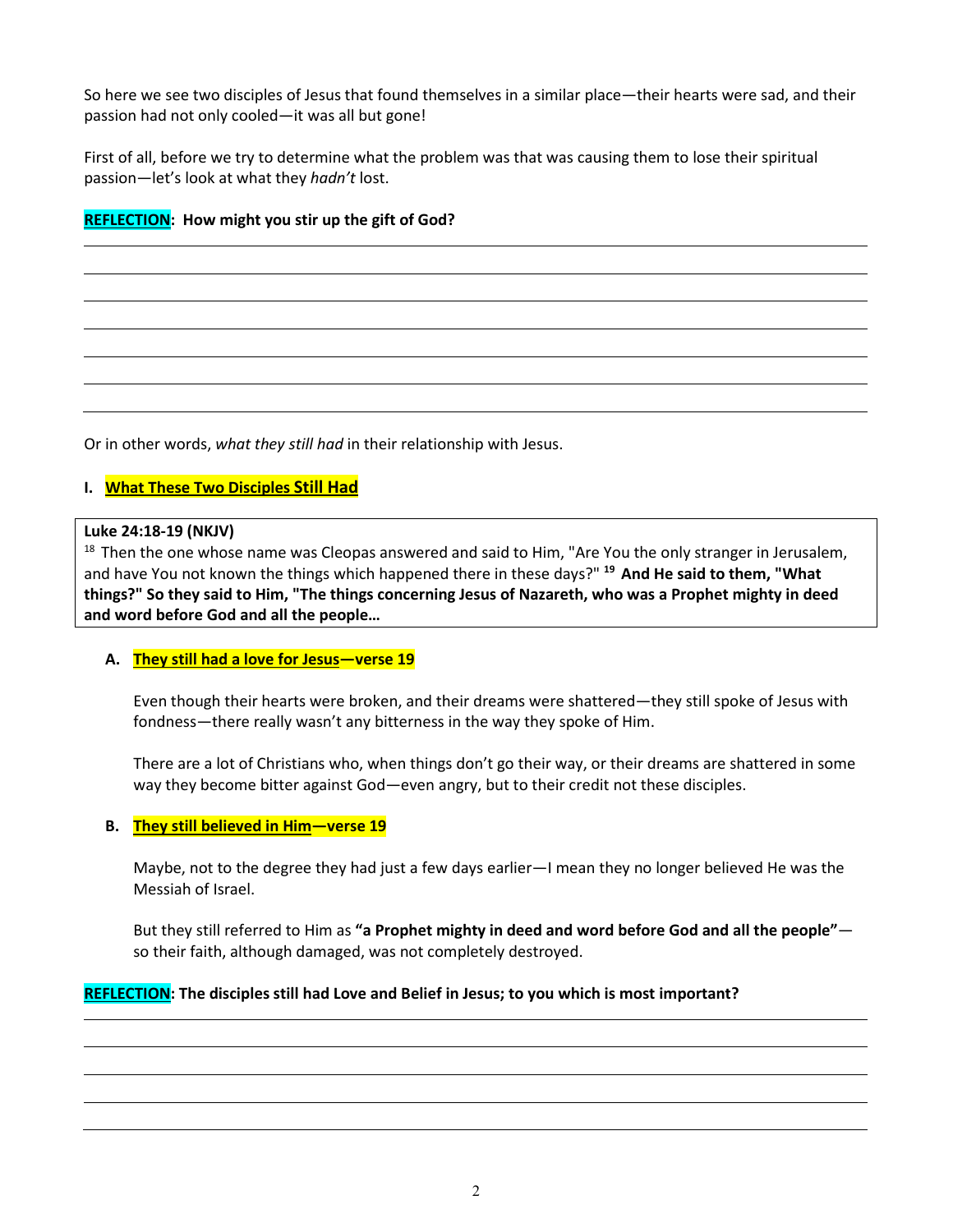So here we see two disciples of Jesus that found themselves in a similar place—their hearts were sad, and their passion had not only cooled—it was all but gone!

First of all, before we try to determine what the problem was that was causing them to lose their spiritual passion—let's look at what they *hadn't* lost.

**REFLECTION: How might you stir up the gift of God?**

Or in other words, *what they still had* in their relationship with Jesus.

## I. What These Two Disciples Still Had

> **Luke 24:18-19 (NKJV)**
> [18] Then the one whose name was Cleopas answered and said to Him, "Are You the only stranger in Jerusalem, and have You not known the things which happened there in these days?" **[19] And He said to them, "What things?" So they said to Him, "The things concerning Jesus of Nazareth, who was a Prophet mighty in deed and word before God and all the people…**

### A. They still had a love for Jesus—verse 19

Even though their hearts were broken, and their dreams were shattered—they still spoke of Jesus with fondness—there really wasn't any bitterness in the way they spoke of Him.

There are a lot of Christians who, when things don't go their way, or their dreams are shattered in some way they become bitter against God—even angry, but to their credit not these disciples.

### B. They still believed in Him—verse 19

Maybe, not to the degree they had just a few days earlier—I mean they no longer believed He was the Messiah of Israel.

But they still referred to Him as **"a Prophet mighty in deed and word before God and all the people"**—so their faith, although damaged, was not completely destroyed.

**REFLECTION: The disciples still had Love and Belief in Jesus; to you which is most important?**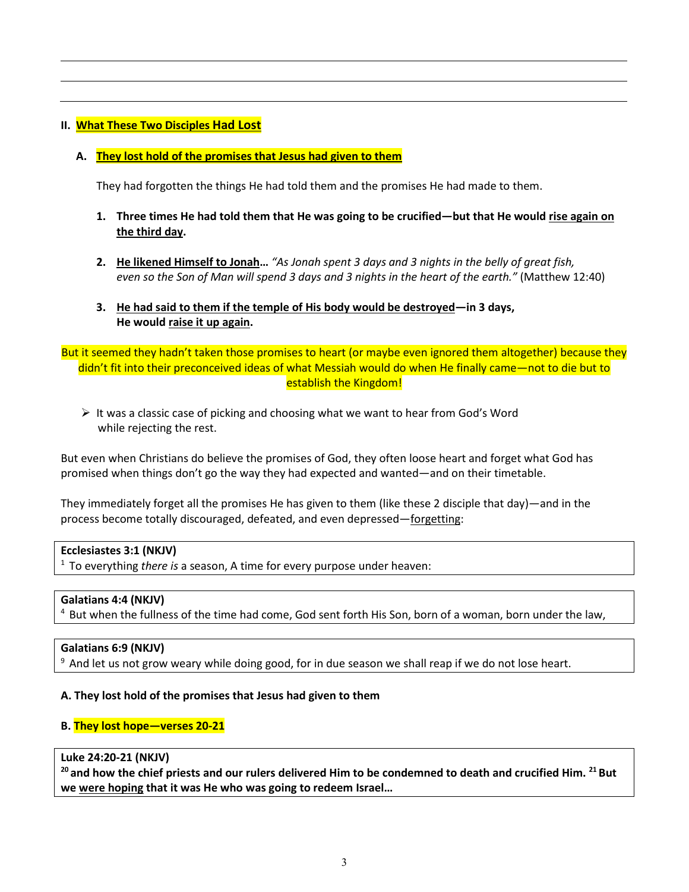## II. What These Two Disciples Had Lost

### A. They lost hold of the promises that Jesus had given to them

They had forgotten the things He had told them and the promises He had made to them.

1. **Three times He had told them that He was going to be crucified—but that He would rise again on the third day.**

2. **He likened Himself to Jonah…** *"As Jonah spent 3 days and 3 nights in the belly of great fish, even so the Son of Man will spend 3 days and 3 nights in the heart of the earth."* (Matthew 12:40)

3. **He had said to them if the temple of His body would be destroyed—in 3 days, He would raise it up again.**

But it seemed they hadn't taken those promises to heart (or maybe even ignored them altogether) because they didn't fit into their preconceived ideas of what Messiah would do when He finally came—not to die but to establish the Kingdom!

- It was a classic case of picking and choosing what we want to hear from God's Word while rejecting the rest.

But even when Christians do believe the promises of God, they often loose heart and forget what God has promised when things don't go the way they had expected and wanted—and on their timetable.

They immediately forget all the promises He has given to them (like these 2 disciple that day)—and in the process become totally discouraged, defeated, and even depressed—forgetting:

> **Ecclesiastes 3:1 (NKJV)**
> [1] To everything *there is* a season, A time for every purpose under heaven:

> **Galatians 4:4 (NKJV)**
> [4] But when the fullness of the time had come, God sent forth His Son, born of a woman, born under the law,

> **Galatians 6:9 (NKJV)**
> [9] And let us not grow weary while doing good, for in due season we shall reap if we do not lose heart.

**A. They lost hold of the promises that Jesus had given to them**

**B. They lost hope—verses 20-21**

> **Luke 24:20-21 (NKJV)**
> **[20] and how the chief priests and our rulers delivered Him to be condemned to death and crucified Him. [21] But we were hoping that it was He who was going to redeem Israel…**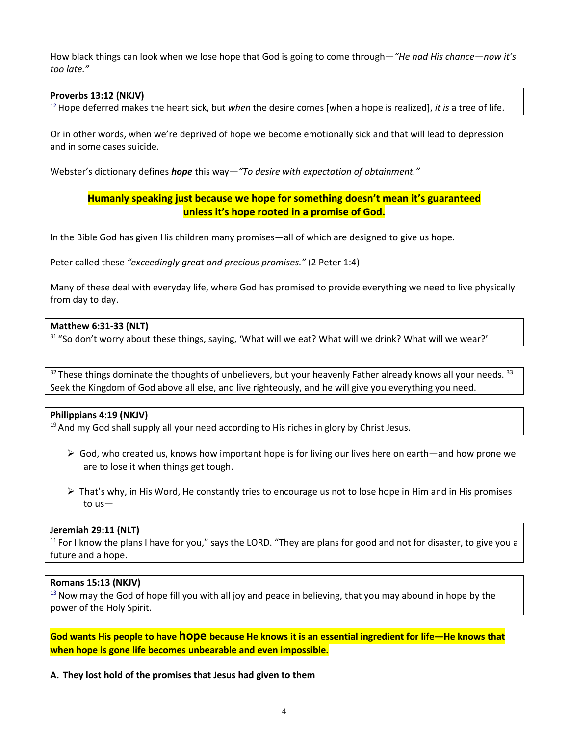How black things can look when we lose hope that God is going to come through—*"He had His chance—now it's too late."*

**Proverbs 13:12 (NKJV)**
[12] Hope deferred makes the heart sick, but *when* the desire comes [when a hope is realized], *it is* a tree of life.

Or in other words, when we're deprived of hope we become emotionally sick and that will lead to depression and in some cases suicide.

Webster's dictionary defines ***hope*** this way—*"To desire with expectation of obtainment."*

**Humanly speaking just because we hope for something doesn't mean it's guaranteed unless it's hope rooted in a promise of God.**

In the Bible God has given His children many promises—all of which are designed to give us hope.

Peter called these *"exceedingly great and precious promises."* (2 Peter 1:4)

Many of these deal with everyday life, where God has promised to provide everything we need to live physically from day to day.

**Matthew 6:31-33 (NLT)**
[31] "So don't worry about these things, saying, 'What will we eat? What will we drink? What will we wear?'

[32] These things dominate the thoughts of unbelievers, but your heavenly Father already knows all your needs. [33] Seek the Kingdom of God above all else, and live righteously, and he will give you everything you need.

**Philippians 4:19 (NKJV)**
[19] And my God shall supply all your need according to His riches in glory by Christ Jesus.

- God, who created us, knows how important hope is for living our lives here on earth—and how prone we are to lose it when things get tough.
- That's why, in His Word, He constantly tries to encourage us not to lose hope in Him and in His promises to us—

**Jeremiah 29:11 (NLT)**
[11] For I know the plans I have for you," says the LORD. "They are plans for good and not for disaster, to give you a future and a hope.

**Romans 15:13 (NKJV)**
[13] Now may the God of hope fill you with all joy and peace in believing, that you may abound in hope by the power of the Holy Spirit.

**God wants His people to have hope because He knows it is an essential ingredient for life—He knows that when hope is gone life becomes unbearable and even impossible.**

**A. <u>They lost hold of the promises that Jesus had given to them</u>**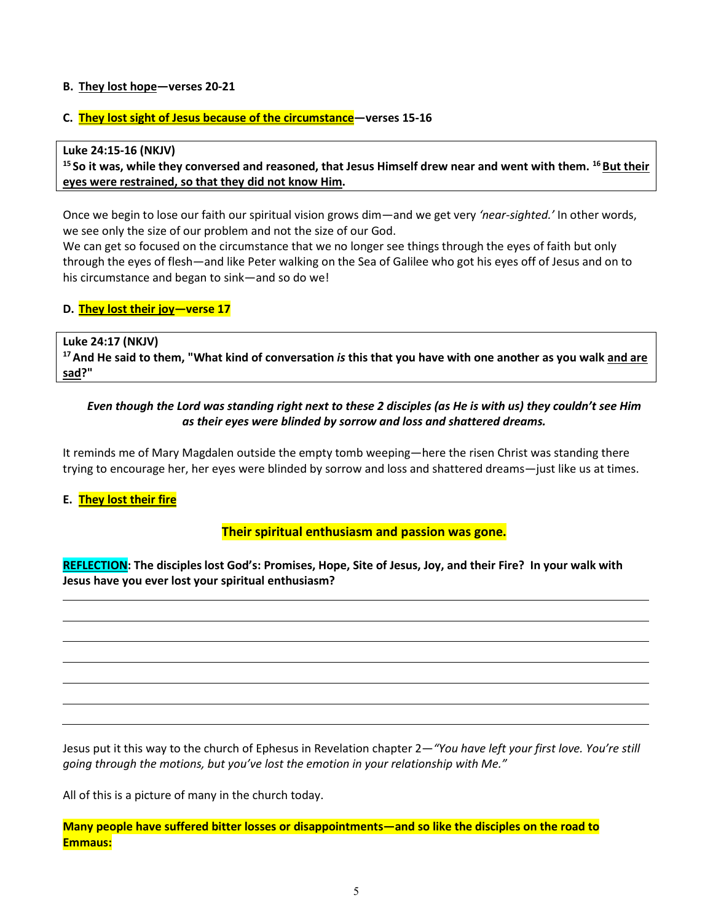**B. <u>They lost hope</u>—verses 20-21**

**C. <u>They lost sight of Jesus because of the circumstance</u>—verses 15-16**

> **Luke 24:15-16 (NKJV)**
> **[15] So it was, while they conversed and reasoned, that Jesus Himself drew near and went with them. [16] <u>But their eyes were restrained, so that they did not know Him</u>.**

Once we begin to lose our faith our spiritual vision grows dim—and we get very *'near-sighted.'* In other words, we see only the size of our problem and not the size of our God.
We can get so focused on the circumstance that we no longer see things through the eyes of faith but only through the eyes of flesh—and like Peter walking on the Sea of Galilee who got his eyes off of Jesus and on to his circumstance and began to sink—and so do we!

**D. <u>They lost their joy</u>—verse 17**

> **Luke 24:17 (NKJV)**
> **[17] And He said to them, "What kind of conversation *is* this that you have with one another as you walk <u>and are sad</u>?"**

***Even though the Lord was standing right next to these 2 disciples (as He is with us) they couldn't see Him as their eyes were blinded by sorrow and loss and shattered dreams.***

It reminds me of Mary Magdalen outside the empty tomb weeping—here the risen Christ was standing there trying to encourage her, her eyes were blinded by sorrow and loss and shattered dreams—just like us at times.

**E. <u>They lost their fire</u>**

**Their spiritual enthusiasm and passion was gone.**

**<u>REFLECTION</u>: The disciples lost God's: Promises, Hope, Site of Jesus, Joy, and their Fire? In your walk with Jesus have you ever lost your spiritual enthusiasm?**

\_\_\_\_\_\_\_\_\_\_\_\_\_\_\_\_\_\_\_\_\_\_\_\_\_\_\_\_\_\_\_\_\_\_\_\_\_\_\_\_\_\_\_\_\_\_\_\_\_\_\_\_\_\_\_\_\_\_\_\_\_\_\_\_\_\_\_\_\_\_\_\_\_\_\_\_\_\_

\_\_\_\_\_\_\_\_\_\_\_\_\_\_\_\_\_\_\_\_\_\_\_\_\_\_\_\_\_\_\_\_\_\_\_\_\_\_\_\_\_\_\_\_\_\_\_\_\_\_\_\_\_\_\_\_\_\_\_\_\_\_\_\_\_\_\_\_\_\_\_\_\_\_\_\_\_\_

\_\_\_\_\_\_\_\_\_\_\_\_\_\_\_\_\_\_\_\_\_\_\_\_\_\_\_\_\_\_\_\_\_\_\_\_\_\_\_\_\_\_\_\_\_\_\_\_\_\_\_\_\_\_\_\_\_\_\_\_\_\_\_\_\_\_\_\_\_\_\_\_\_\_\_\_\_\_

\_\_\_\_\_\_\_\_\_\_\_\_\_\_\_\_\_\_\_\_\_\_\_\_\_\_\_\_\_\_\_\_\_\_\_\_\_\_\_\_\_\_\_\_\_\_\_\_\_\_\_\_\_\_\_\_\_\_\_\_\_\_\_\_\_\_\_\_\_\_\_\_\_\_\_\_\_\_

\_\_\_\_\_\_\_\_\_\_\_\_\_\_\_\_\_\_\_\_\_\_\_\_\_\_\_\_\_\_\_\_\_\_\_\_\_\_\_\_\_\_\_\_\_\_\_\_\_\_\_\_\_\_\_\_\_\_\_\_\_\_\_\_\_\_\_\_\_\_\_\_\_\_\_\_\_\_

\_\_\_\_\_\_\_\_\_\_\_\_\_\_\_\_\_\_\_\_\_\_\_\_\_\_\_\_\_\_\_\_\_\_\_\_\_\_\_\_\_\_\_\_\_\_\_\_\_\_\_\_\_\_\_\_\_\_\_\_\_\_\_\_\_\_\_\_\_\_\_\_\_\_\_\_\_\_

\_\_\_\_\_\_\_\_\_\_\_\_\_\_\_\_\_\_\_\_\_\_\_\_\_\_\_\_\_\_\_\_\_\_\_\_\_\_\_\_\_\_\_\_\_\_\_\_\_\_\_\_\_\_\_\_\_\_\_\_\_\_\_\_\_\_\_\_\_\_\_\_\_\_\_\_\_\_

Jesus put it this way to the church of Ephesus in Revelation chapter 2—*"You have left your first love. You're still going through the motions, but you've lost the emotion in your relationship with Me."*

All of this is a picture of many in the church today.

**Many people have suffered bitter losses or disappointments—and so like the disciples on the road to Emmaus:**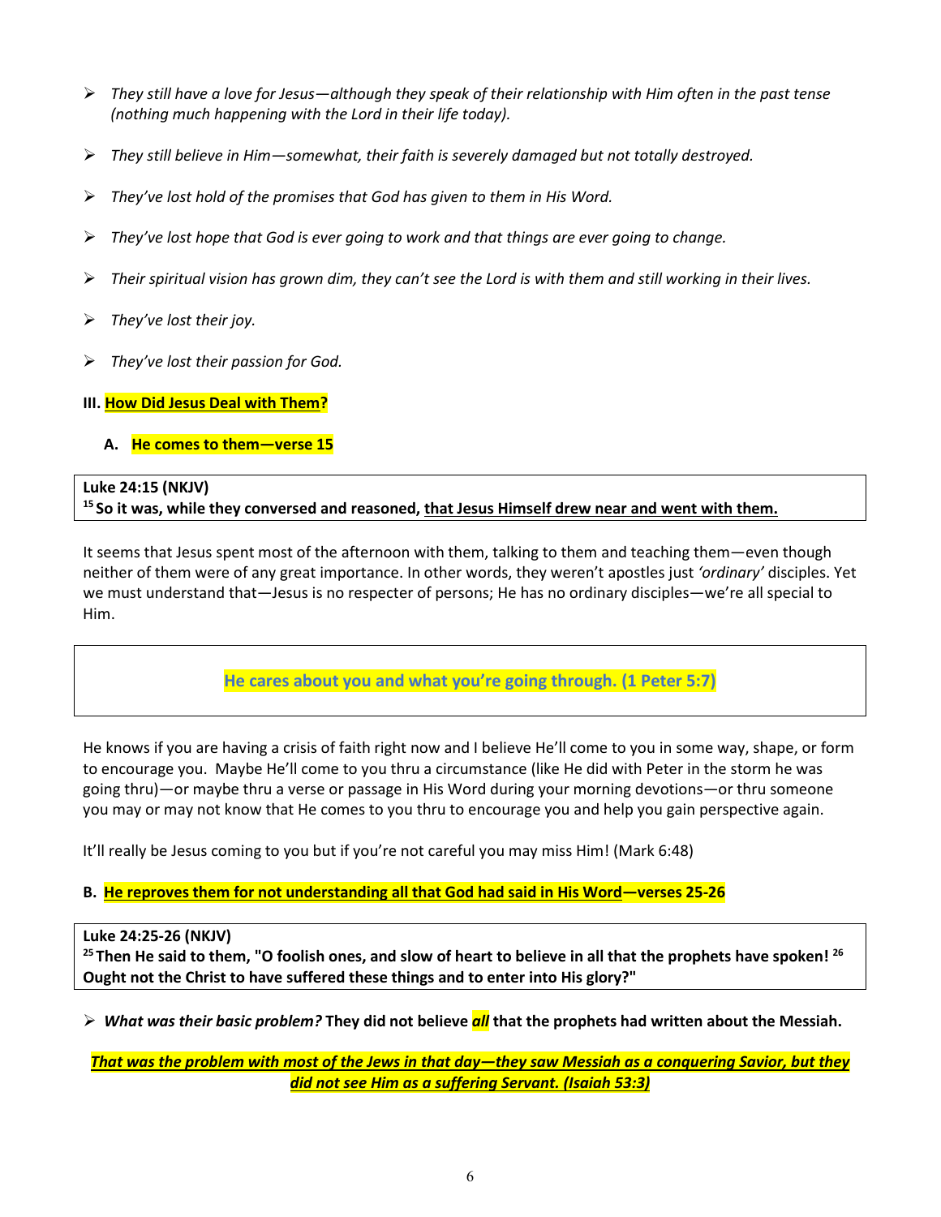- *They still have a love for Jesus—although they speak of their relationship with Him often in the past tense (nothing much happening with the Lord in their life today).*

- *They still believe in Him—somewhat, their faith is severely damaged but not totally destroyed.*

- *They've lost hold of the promises that God has given to them in His Word.*

- *They've lost hope that God is ever going to work and that things are ever going to change.*

- *Their spiritual vision has grown dim, they can't see the Lord is with them and still working in their lives.*

- *They've lost their joy.*

- *They've lost their passion for God.*

### III. <u>How Did Jesus Deal with Them</u>?

#### A. He comes to them—verse 15

> **Luke 24:15 (NKJV)**
> **[15] So it was, while they conversed and reasoned, <u>that Jesus Himself drew near and went with them.</u>**

It seems that Jesus spent most of the afternoon with them, talking to them and teaching them—even though neither of them were of any great importance. In other words, they weren't apostles just *'ordinary'* disciples. Yet we must understand that—Jesus is no respecter of persons; He has no ordinary disciples—we're all special to Him.

> **He cares about you and what you're going through. (1 Peter 5:7)**

He knows if you are having a crisis of faith right now and I believe He'll come to you in some way, shape, or form to encourage you. Maybe He'll come to you thru a circumstance (like He did with Peter in the storm he was going thru)—or maybe thru a verse or passage in His Word during your morning devotions—or thru someone you may or may not know that He comes to you thru to encourage you and help you gain perspective again.

It'll really be Jesus coming to you but if you're not careful you may miss Him! (Mark 6:48)

#### B. <u>He reproves them for not understanding all that God had said in His Word</u>—verses 25-26

> **Luke 24:25-26 (NKJV)**
> **[25] Then He said to them, "O foolish ones, and slow of heart to believe in all that the prophets have spoken! [26] Ought not the Christ to have suffered these things and to enter into His glory?"**

- ***What was their basic problem?*** **They did not believe *all* that the prophets had written about the Messiah.**

***<u>That was the problem with most of the Jews in that day—they saw Messiah as a conquering Savior, but they did not see Him as a suffering Servant. (Isaiah 53:3)</u>***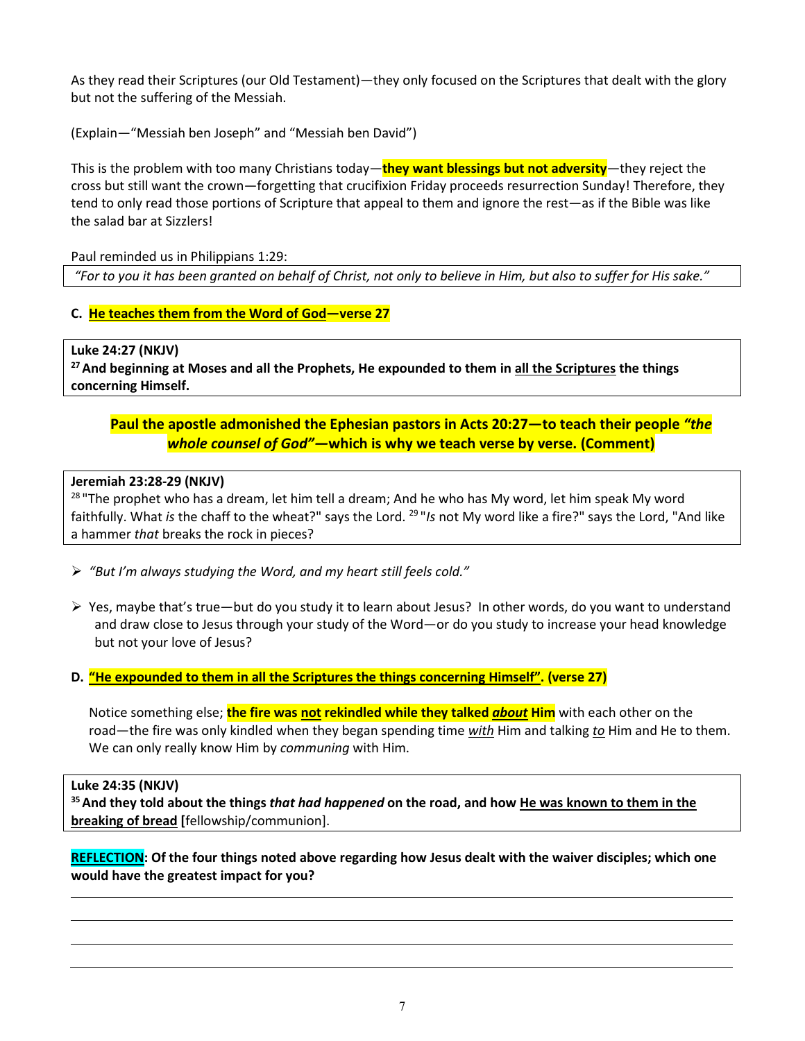As they read their Scriptures (our Old Testament)—they only focused on the Scriptures that dealt with the glory but not the suffering of the Messiah.

(Explain—"Messiah ben Joseph" and "Messiah ben David")

This is the problem with too many Christians today—**they want blessings but not adversity**—they reject the cross but still want the crown—forgetting that crucifixion Friday proceeds resurrection Sunday! Therefore, they tend to only read those portions of Scripture that appeal to them and ignore the rest—as if the Bible was like the salad bar at Sizzlers!

Paul reminded us in Philippians 1:29:

> *"For to you it has been granted on behalf of Christ, not only to believe in Him, but also to suffer for His sake."*

**C. He teaches them from the Word of God—verse 27**

> **Luke 24:27 (NKJV)**
> **27 And beginning at Moses and all the Prophets, He expounded to them in all the Scriptures the things concerning Himself.**

**Paul the apostle admonished the Ephesian pastors in Acts 20:27—to teach their people *"the whole counsel of God"*—which is why we teach verse by verse. (Comment)**

> **Jeremiah 23:28-29 (NKJV)**
> 28 "The prophet who has a dream, let him tell a dream; And he who has My word, let him speak My word faithfully. What *is* the chaff to the wheat?" says the Lord. 29 "*Is* not My word like a fire?" says the Lord, "And like a hammer *that* breaks the rock in pieces?

- *"But I'm always studying the Word, and my heart still feels cold."*
- Yes, maybe that's true—but do you study it to learn about Jesus? In other words, do you want to understand and draw close to Jesus through your study of the Word—or do you study to increase your head knowledge but not your love of Jesus?

**D. "He expounded to them in all the Scriptures the things concerning Himself". (verse 27)**

Notice something else; **the fire was not rekindled while they talked *about* Him** with each other on the road—the fire was only kindled when they began spending time *with* Him and talking *to* Him and He to them. We can only really know Him by *communing* with Him.

> **Luke 24:35 (NKJV)**
> **35 And they told about the things *that had happened* on the road, and how He was known to them in the breaking of bread [**fellowship/communion].

**REFLECTION: Of the four things noted above regarding how Jesus dealt with the waiver disciples; which one would have the greatest impact for you?**

________________________________________________________________________________

________________________________________________________________________________

________________________________________________________________________________

________________________________________________________________________________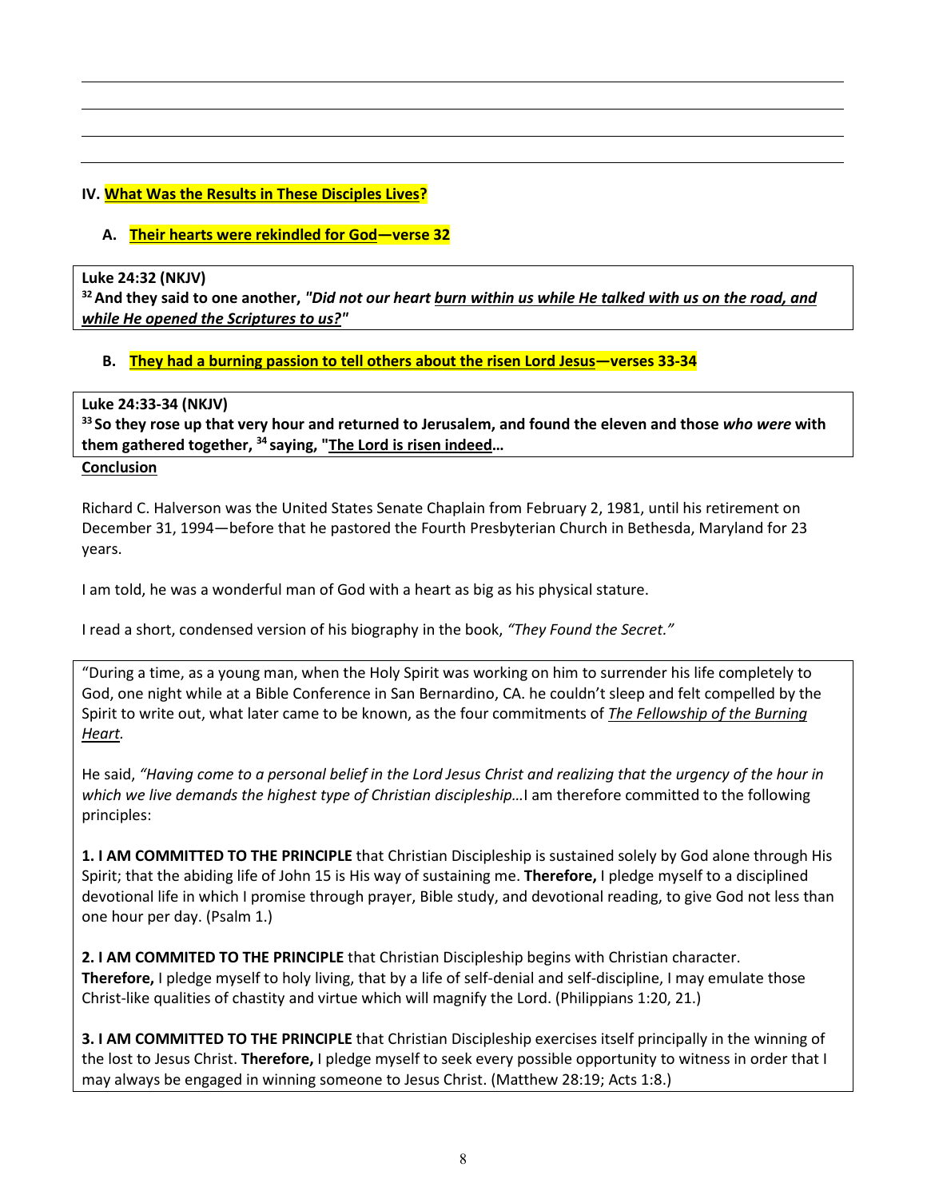## IV. What Was the Results in These Disciples Lives?

### A. Their hearts were rekindled for God—verse 32

> **Luke 24:32 (NKJV)**
> **32 And they said to one another, *"Did not our heart <u>burn within us while He talked with us on the road, and while He opened the Scriptures to us?</u>"***

### B. They had a burning passion to tell others about the risen Lord Jesus—verses 33-34

> **Luke 24:33-34 (NKJV)**
> **33 So they rose up that very hour and returned to Jerusalem, and found the eleven and those *who were* with them gathered together, 34 saying, "<u>The Lord is risen indeed</u>…**

**<u>Conclusion</u>**

Richard C. Halverson was the United States Senate Chaplain from February 2, 1981, until his retirement on December 31, 1994—before that he pastored the Fourth Presbyterian Church in Bethesda, Maryland for 23 years.

I am told, he was a wonderful man of God with a heart as big as his physical stature.

I read a short, condensed version of his biography in the book, *"They Found the Secret."*

> "During a time, as a young man, when the Holy Spirit was working on him to surrender his life completely to God, one night while at a Bible Conference in San Bernardino, CA. he couldn't sleep and felt compelled by the Spirit to write out, what later came to be known, as the four commitments of *<u>The Fellowship of the Burning Heart</u>.*
>
> He said, *"Having come to a personal belief in the Lord Jesus Christ and realizing that the urgency of the hour in which we live demands the highest type of Christian discipleship…*I am therefore committed to the following principles:
>
> **1. I AM COMMITTED TO THE PRINCIPLE** that Christian Discipleship is sustained solely by God alone through His Spirit; that the abiding life of John 15 is His way of sustaining me. **Therefore,** I pledge myself to a disciplined devotional life in which I promise through prayer, Bible study, and devotional reading, to give God not less than one hour per day. (Psalm 1.)
>
> **2. I AM COMMITED TO THE PRINCIPLE** that Christian Discipleship begins with Christian character. **Therefore,** I pledge myself to holy living, that by a life of self-denial and self-discipline, I may emulate those Christ-like qualities of chastity and virtue which will magnify the Lord. (Philippians 1:20, 21.)
>
> **3. I AM COMMITTED TO THE PRINCIPLE** that Christian Discipleship exercises itself principally in the winning of the lost to Jesus Christ. **Therefore,** I pledge myself to seek every possible opportunity to witness in order that I may always be engaged in winning someone to Jesus Christ. (Matthew 28:19; Acts 1:8.)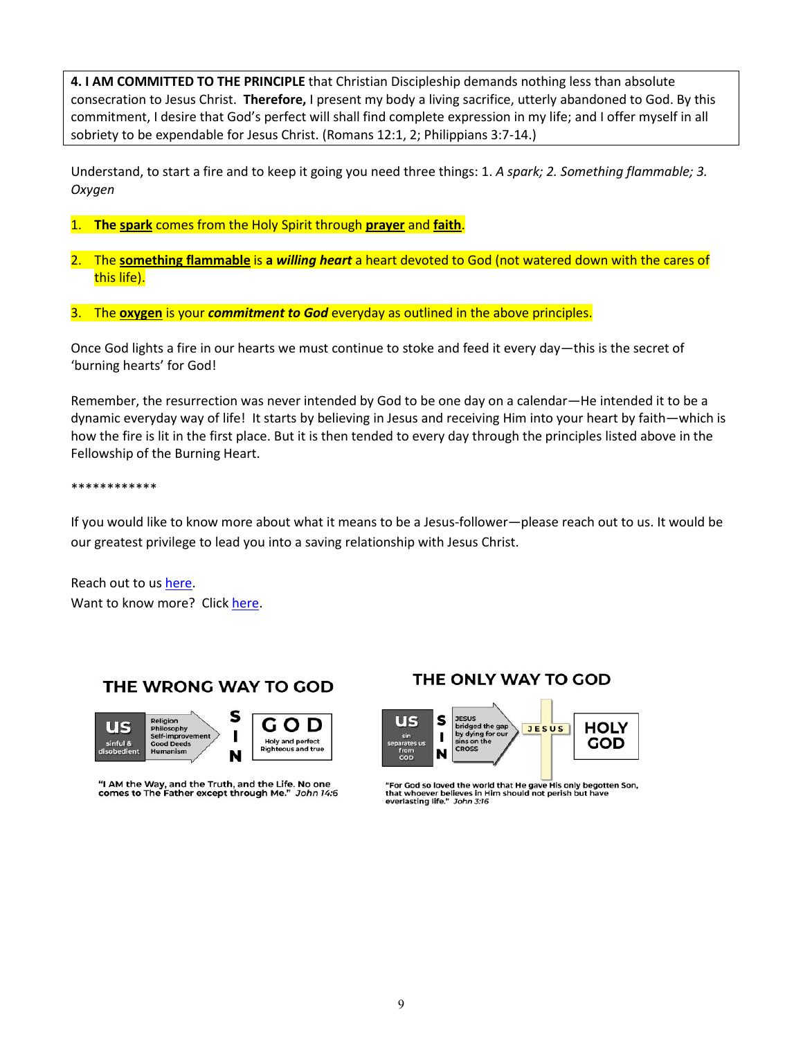**4. I AM COMMITTED TO THE PRINCIPLE** that Christian Discipleship demands nothing less than absolute consecration to Jesus Christ. **Therefore,** I present my body a living sacrifice, utterly abandoned to God. By this commitment, I desire that God's perfect will shall find complete expression in my life; and I offer myself in all sobriety to be expendable for Jesus Christ. (Romans 12:1, 2; Philippians 3:7-14.)

Understand, to start a fire and to keep it going you need three things: 1. *A spark; 2. Something flammable; 3. Oxygen*

1. **The spark** comes from the Holy Spirit through **prayer** and **faith**.

2. The **something flammable** is **a *willing heart*** a heart devoted to God (not watered down with the cares of this life).

3. The **oxygen** is your ***commitment to God*** everyday as outlined in the above principles.

Once God lights a fire in our hearts we must continue to stoke and feed it every day—this is the secret of 'burning hearts' for God!

Remember, the resurrection was never intended by God to be one day on a calendar—He intended it to be a dynamic everyday way of life! It starts by believing in Jesus and receiving Him into your heart by faith—which is how the fire is lit in the first place. But it is then tended to every day through the principles listed above in the Fellowship of the Burning Heart.

************

If you would like to know more about what it means to be a Jesus-follower—please reach out to us. It would be our greatest privilege to lead you into a saving relationship with Jesus Christ.

Reach out to us here.
Want to know more? Click here.

**THE WRONG WAY TO GOD**

US
sinful & disobedient

Religion
Philosophy
Self-improvement
Good Deeds
Humanism

SIN

GOD
Holy and perfect
Righteous and true

"I AM the Way, and the Truth, and the Life. No one comes to The Father except through Me." *John 14:6*

**THE ONLY WAY TO GOD**

US
sin separates us from GOD

SIN

JESUS bridged the gap by dying for our sins on the CROSS

JESUS

HOLY GOD

"For God so loved the world that He gave His only begotten Son, that whoever believes in Him should not perish but have everlasting life." *John 3:16*